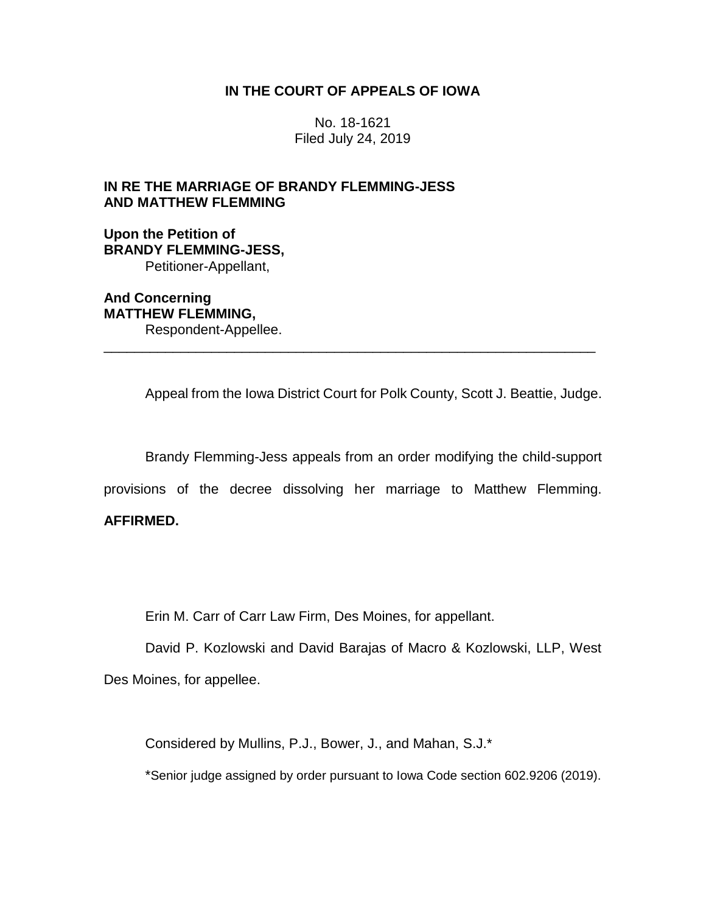**IN THE COURT OF APPEALS OF IOWA**

No. 18-1621
Filed July 24, 2019

**IN RE THE MARRIAGE OF BRANDY FLEMMING-JESS AND MATTHEW FLEMMING**

**Upon the Petition of**
**BRANDY FLEMMING-JESS,**
Petitioner-Appellant,

**And Concerning**
**MATTHEW FLEMMING,**
Respondent-Appellee.

---

Appeal from the Iowa District Court for Polk County, Scott J. Beattie, Judge.

Brandy Flemming-Jess appeals from an order modifying the child-support provisions of the decree dissolving her marriage to Matthew Flemming. **AFFIRMED.**

Erin M. Carr of Carr Law Firm, Des Moines, for appellant.

David P. Kozlowski and David Barajas of Macro & Kozlowski, LLP, West Des Moines, for appellee.

Considered by Mullins, P.J., Bower, J., and Mahan, S.J.*

*Senior judge assigned by order pursuant to Iowa Code section 602.9206 (2019).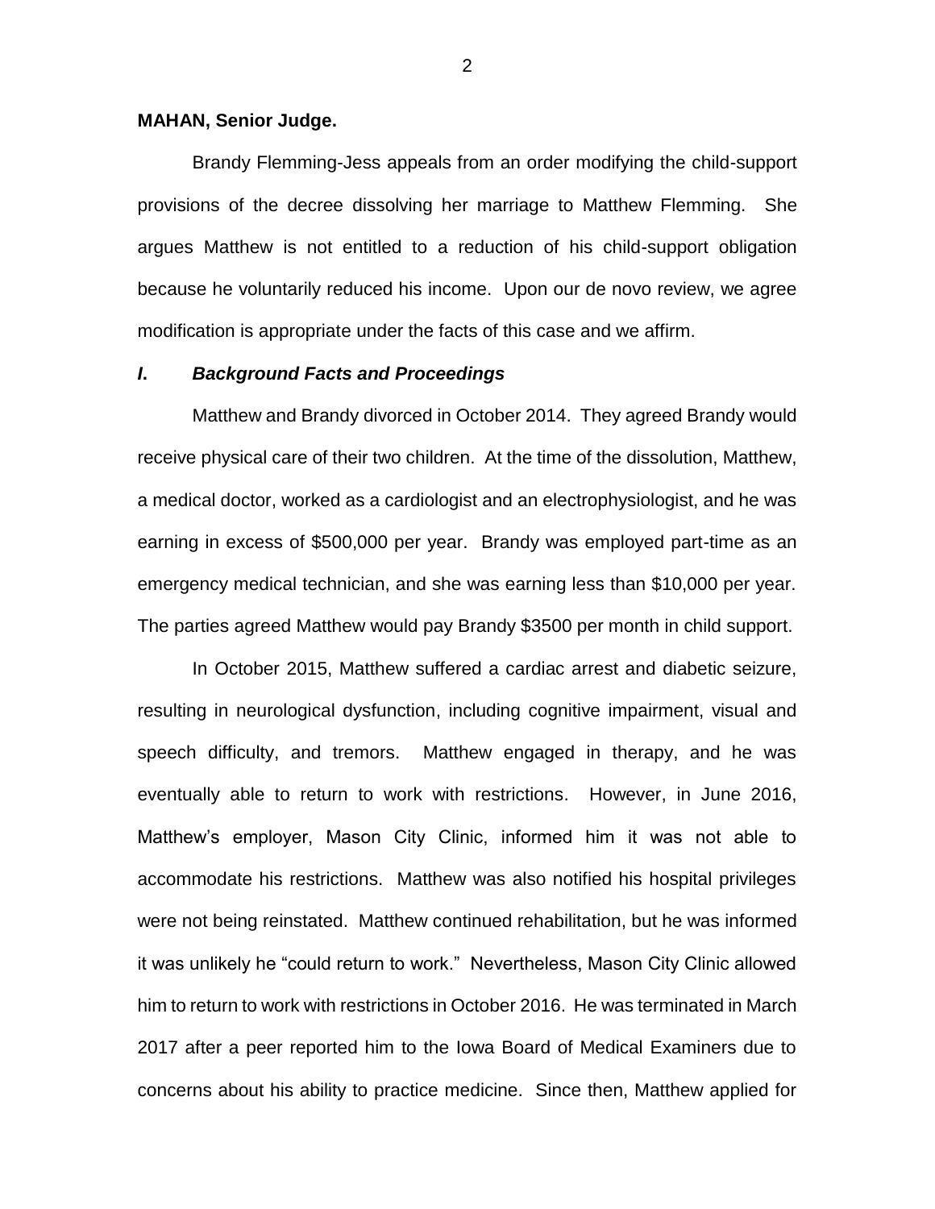**MAHAN, Senior Judge.**

Brandy Flemming-Jess appeals from an order modifying the child-support provisions of the decree dissolving her marriage to Matthew Flemming. She argues Matthew is not entitled to a reduction of his child-support obligation because he voluntarily reduced his income. Upon our de novo review, we agree modification is appropriate under the facts of this case and we affirm.

## *I. Background Facts and Proceedings*

Matthew and Brandy divorced in October 2014. They agreed Brandy would receive physical care of their two children. At the time of the dissolution, Matthew, a medical doctor, worked as a cardiologist and an electrophysiologist, and he was earning in excess of $500,000 per year. Brandy was employed part-time as an emergency medical technician, and she was earning less than $10,000 per year. The parties agreed Matthew would pay Brandy $3500 per month in child support.

In October 2015, Matthew suffered a cardiac arrest and diabetic seizure, resulting in neurological dysfunction, including cognitive impairment, visual and speech difficulty, and tremors. Matthew engaged in therapy, and he was eventually able to return to work with restrictions. However, in June 2016, Matthew's employer, Mason City Clinic, informed him it was not able to accommodate his restrictions. Matthew was also notified his hospital privileges were not being reinstated. Matthew continued rehabilitation, but he was informed it was unlikely he "could return to work." Nevertheless, Mason City Clinic allowed him to return to work with restrictions in October 2016. He was terminated in March 2017 after a peer reported him to the Iowa Board of Medical Examiners due to concerns about his ability to practice medicine. Since then, Matthew applied for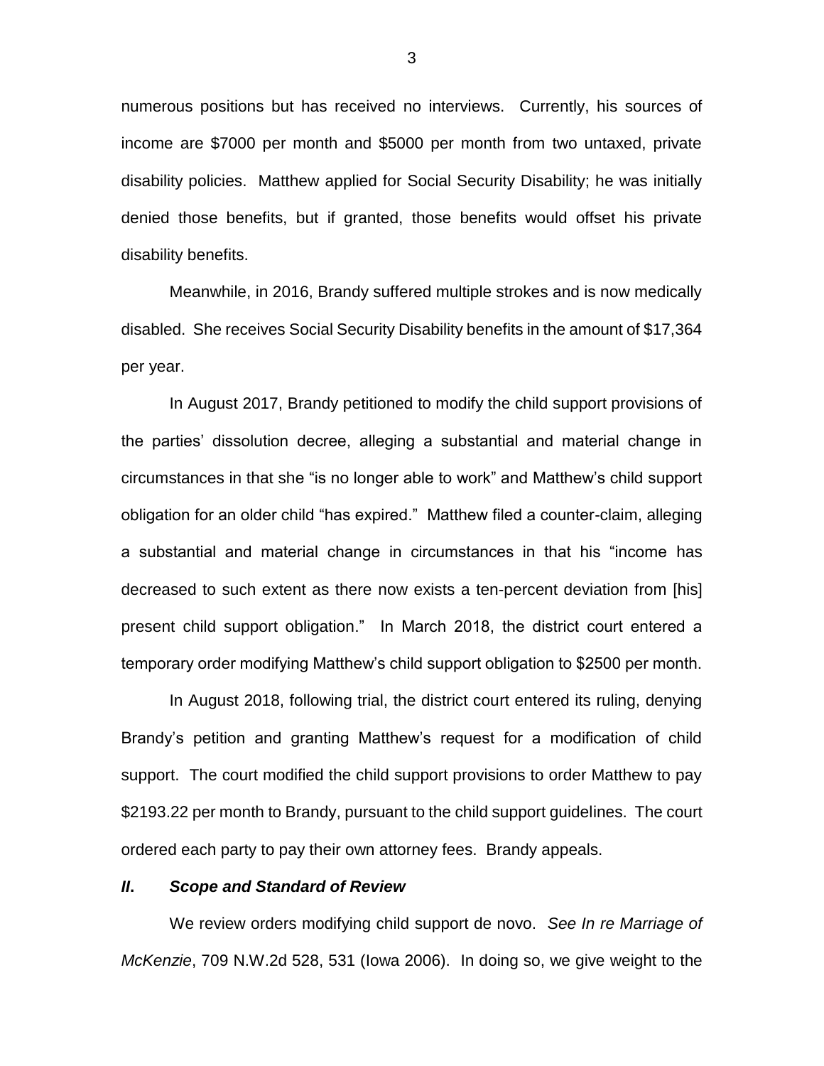numerous positions but has received no interviews. Currently, his sources of income are $7000 per month and $5000 per month from two untaxed, private disability policies. Matthew applied for Social Security Disability; he was initially denied those benefits, but if granted, those benefits would offset his private disability benefits.

Meanwhile, in 2016, Brandy suffered multiple strokes and is now medically disabled. She receives Social Security Disability benefits in the amount of $17,364 per year.

In August 2017, Brandy petitioned to modify the child support provisions of the parties' dissolution decree, alleging a substantial and material change in circumstances in that she "is no longer able to work" and Matthew's child support obligation for an older child "has expired." Matthew filed a counter-claim, alleging a substantial and material change in circumstances in that his "income has decreased to such extent as there now exists a ten-percent deviation from [his] present child support obligation." In March 2018, the district court entered a temporary order modifying Matthew's child support obligation to $2500 per month.

In August 2018, following trial, the district court entered its ruling, denying Brandy's petition and granting Matthew's request for a modification of child support. The court modified the child support provisions to order Matthew to pay $2193.22 per month to Brandy, pursuant to the child support guidelines. The court ordered each party to pay their own attorney fees. Brandy appeals.

## *II. Scope and Standard of Review*

We review orders modifying child support de novo. *See In re Marriage of McKenzie*, 709 N.W.2d 528, 531 (Iowa 2006). In doing so, we give weight to the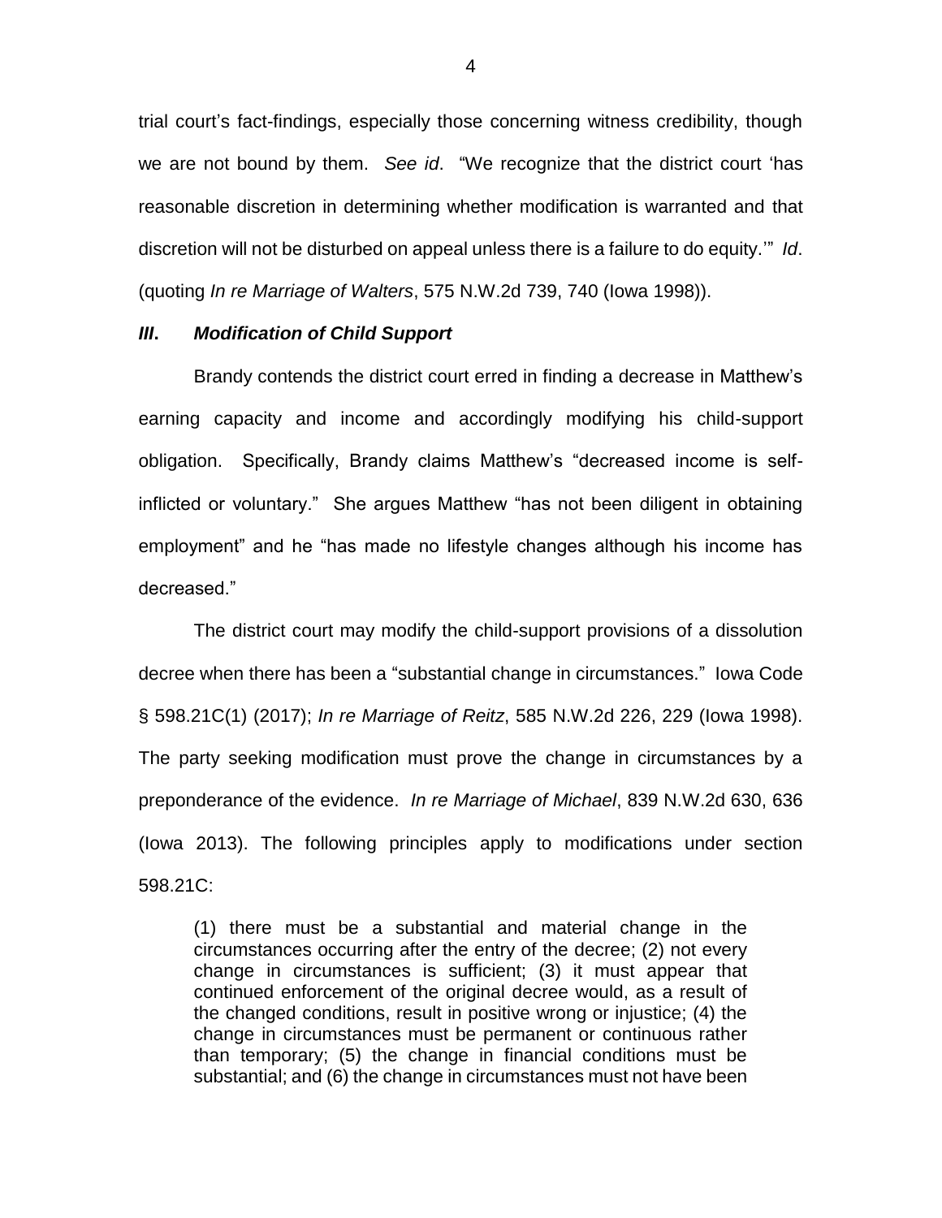trial court's fact-findings, especially those concerning witness credibility, though we are not bound by them. *See id*. "We recognize that the district court 'has reasonable discretion in determining whether modification is warranted and that discretion will not be disturbed on appeal unless there is a failure to do equity.'" *Id*. (quoting *In re Marriage of Walters*, 575 N.W.2d 739, 740 (Iowa 1998)).

### *III. Modification of Child Support*

Brandy contends the district court erred in finding a decrease in Matthew's earning capacity and income and accordingly modifying his child-support obligation. Specifically, Brandy claims Matthew's "decreased income is self-inflicted or voluntary." She argues Matthew "has not been diligent in obtaining employment" and he "has made no lifestyle changes although his income has decreased."

The district court may modify the child-support provisions of a dissolution decree when there has been a "substantial change in circumstances." Iowa Code § 598.21C(1) (2017); *In re Marriage of Reitz*, 585 N.W.2d 226, 229 (Iowa 1998). The party seeking modification must prove the change in circumstances by a preponderance of the evidence. *In re Marriage of Michael*, 839 N.W.2d 630, 636 (Iowa 2013). The following principles apply to modifications under section 598.21C:

> (1) there must be a substantial and material change in the circumstances occurring after the entry of the decree; (2) not every change in circumstances is sufficient; (3) it must appear that continued enforcement of the original decree would, as a result of the changed conditions, result in positive wrong or injustice; (4) the change in circumstances must be permanent or continuous rather than temporary; (5) the change in financial conditions must be substantial; and (6) the change in circumstances must not have been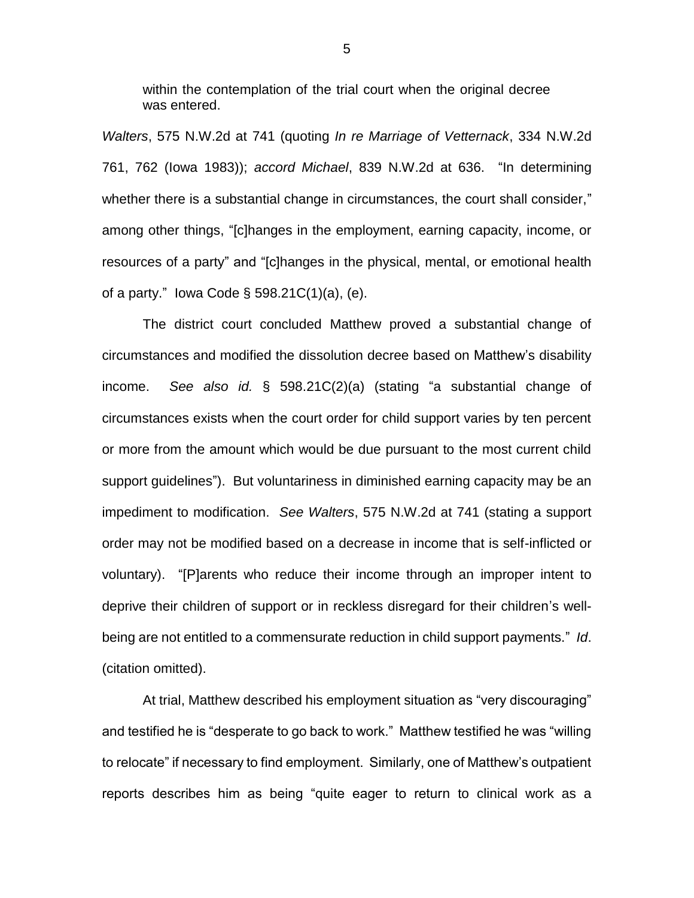within the contemplation of the trial court when the original decree was entered.

*Walters*, 575 N.W.2d at 741 (quoting *In re Marriage of Vetternack*, 334 N.W.2d 761, 762 (Iowa 1983)); *accord Michael*, 839 N.W.2d at 636. "In determining whether there is a substantial change in circumstances, the court shall consider," among other things, "[c]hanges in the employment, earning capacity, income, or resources of a party" and "[c]hanges in the physical, mental, or emotional health of a party." Iowa Code § 598.21C(1)(a), (e).

The district court concluded Matthew proved a substantial change of circumstances and modified the dissolution decree based on Matthew's disability income. *See also id.* § 598.21C(2)(a) (stating "a substantial change of circumstances exists when the court order for child support varies by ten percent or more from the amount which would be due pursuant to the most current child support guidelines"). But voluntariness in diminished earning capacity may be an impediment to modification. *See Walters*, 575 N.W.2d at 741 (stating a support order may not be modified based on a decrease in income that is self-inflicted or voluntary). "[P]arents who reduce their income through an improper intent to deprive their children of support or in reckless disregard for their children's well-being are not entitled to a commensurate reduction in child support payments." *Id*. (citation omitted).

At trial, Matthew described his employment situation as "very discouraging" and testified he is "desperate to go back to work." Matthew testified he was "willing to relocate" if necessary to find employment. Similarly, one of Matthew's outpatient reports describes him as being "quite eager to return to clinical work as a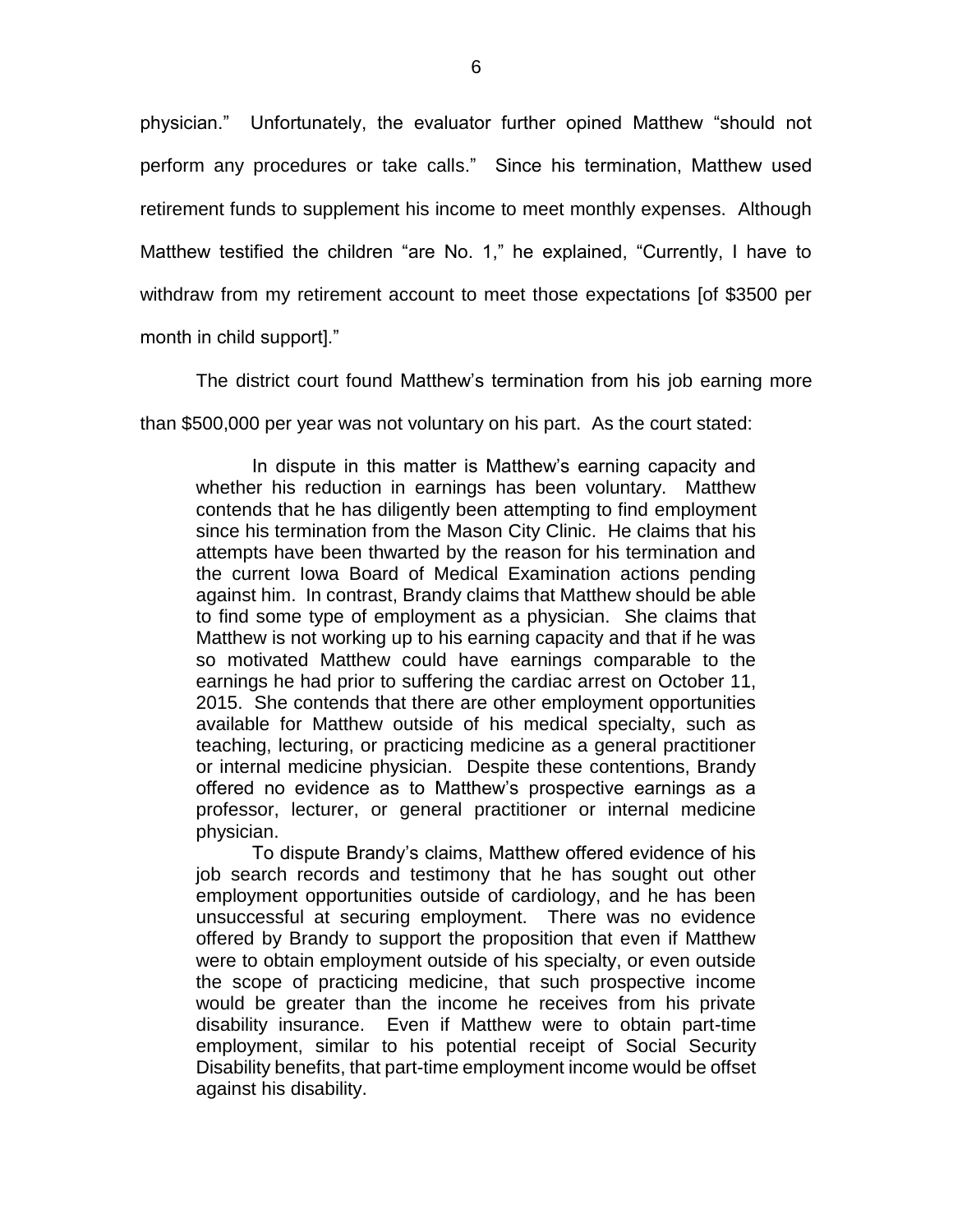physician." Unfortunately, the evaluator further opined Matthew "should not perform any procedures or take calls." Since his termination, Matthew used retirement funds to supplement his income to meet monthly expenses. Although Matthew testified the children "are No. 1," he explained, "Currently, I have to withdraw from my retirement account to meet those expectations [of $3500 per month in child support]."

The district court found Matthew's termination from his job earning more than $500,000 per year was not voluntary on his part. As the court stated:

> In dispute in this matter is Matthew's earning capacity and whether his reduction in earnings has been voluntary. Matthew contends that he has diligently been attempting to find employment since his termination from the Mason City Clinic. He claims that his attempts have been thwarted by the reason for his termination and the current Iowa Board of Medical Examination actions pending against him. In contrast, Brandy claims that Matthew should be able to find some type of employment as a physician. She claims that Matthew is not working up to his earning capacity and that if he was so motivated Matthew could have earnings comparable to the earnings he had prior to suffering the cardiac arrest on October 11, 2015. She contends that there are other employment opportunities available for Matthew outside of his medical specialty, such as teaching, lecturing, or practicing medicine as a general practitioner or internal medicine physician. Despite these contentions, Brandy offered no evidence as to Matthew's prospective earnings as a professor, lecturer, or general practitioner or internal medicine physician.
>
> To dispute Brandy's claims, Matthew offered evidence of his job search records and testimony that he has sought out other employment opportunities outside of cardiology, and he has been unsuccessful at securing employment. There was no evidence offered by Brandy to support the proposition that even if Matthew were to obtain employment outside of his specialty, or even outside the scope of practicing medicine, that such prospective income would be greater than the income he receives from his private disability insurance. Even if Matthew were to obtain part-time employment, similar to his potential receipt of Social Security Disability benefits, that part-time employment income would be offset against his disability.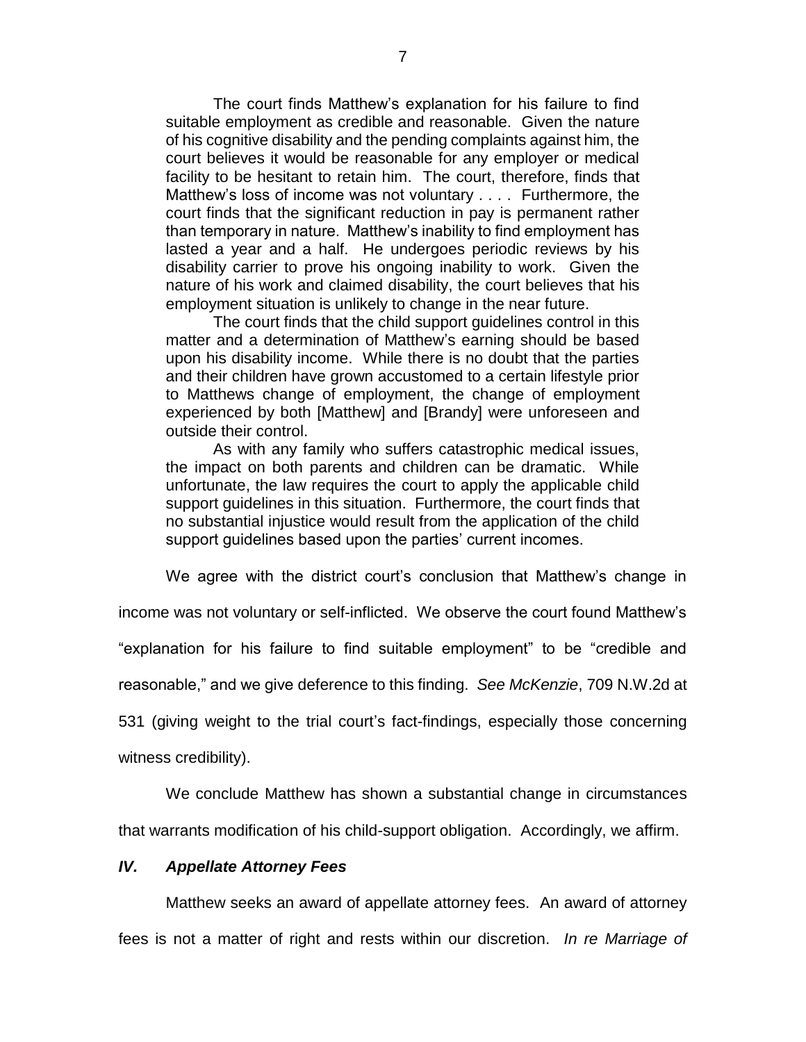> The court finds Matthew's explanation for his failure to find suitable employment as credible and reasonable. Given the nature of his cognitive disability and the pending complaints against him, the court believes it would be reasonable for any employer or medical facility to be hesitant to retain him. The court, therefore, finds that Matthew's loss of income was not voluntary . . . . Furthermore, the court finds that the significant reduction in pay is permanent rather than temporary in nature. Matthew's inability to find employment has lasted a year and a half. He undergoes periodic reviews by his disability carrier to prove his ongoing inability to work. Given the nature of his work and claimed disability, the court believes that his employment situation is unlikely to change in the near future.
>
> The court finds that the child support guidelines control in this matter and a determination of Matthew's earning should be based upon his disability income. While there is no doubt that the parties and their children have grown accustomed to a certain lifestyle prior to Matthews change of employment, the change of employment experienced by both [Matthew] and [Brandy] were unforeseen and outside their control.
>
> As with any family who suffers catastrophic medical issues, the impact on both parents and children can be dramatic. While unfortunate, the law requires the court to apply the applicable child support guidelines in this situation. Furthermore, the court finds that no substantial injustice would result from the application of the child support guidelines based upon the parties' current incomes.

We agree with the district court's conclusion that Matthew's change in income was not voluntary or self-inflicted. We observe the court found Matthew's "explanation for his failure to find suitable employment" to be "credible and reasonable," and we give deference to this finding. *See McKenzie*, 709 N.W.2d at 531 (giving weight to the trial court's fact-findings, especially those concerning witness credibility).

We conclude Matthew has shown a substantial change in circumstances that warrants modification of his child-support obligation. Accordingly, we affirm.

## *IV. Appellate Attorney Fees*

Matthew seeks an award of appellate attorney fees. An award of attorney fees is not a matter of right and rests within our discretion. *In re Marriage of*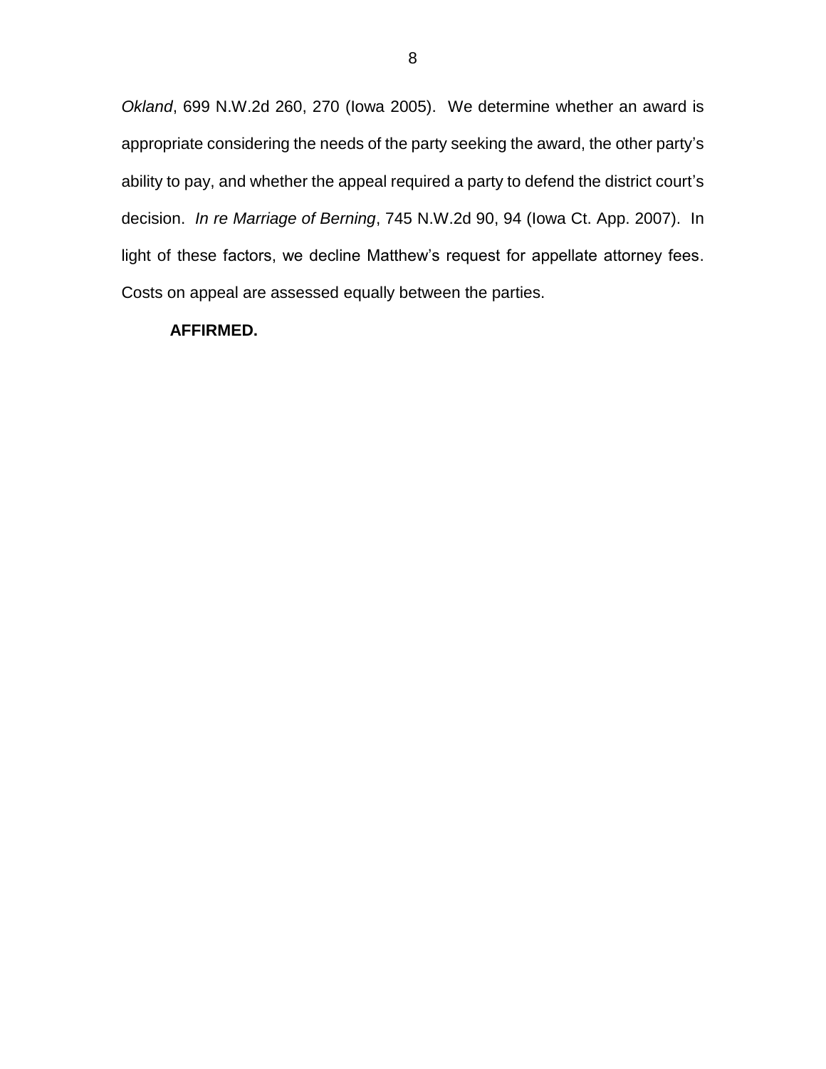*Okland*, 699 N.W.2d 260, 270 (Iowa 2005). We determine whether an award is appropriate considering the needs of the party seeking the award, the other party's ability to pay, and whether the appeal required a party to defend the district court's decision. *In re Marriage of Berning*, 745 N.W.2d 90, 94 (Iowa Ct. App. 2007). In light of these factors, we decline Matthew's request for appellate attorney fees. Costs on appeal are assessed equally between the parties.

**AFFIRMED.**